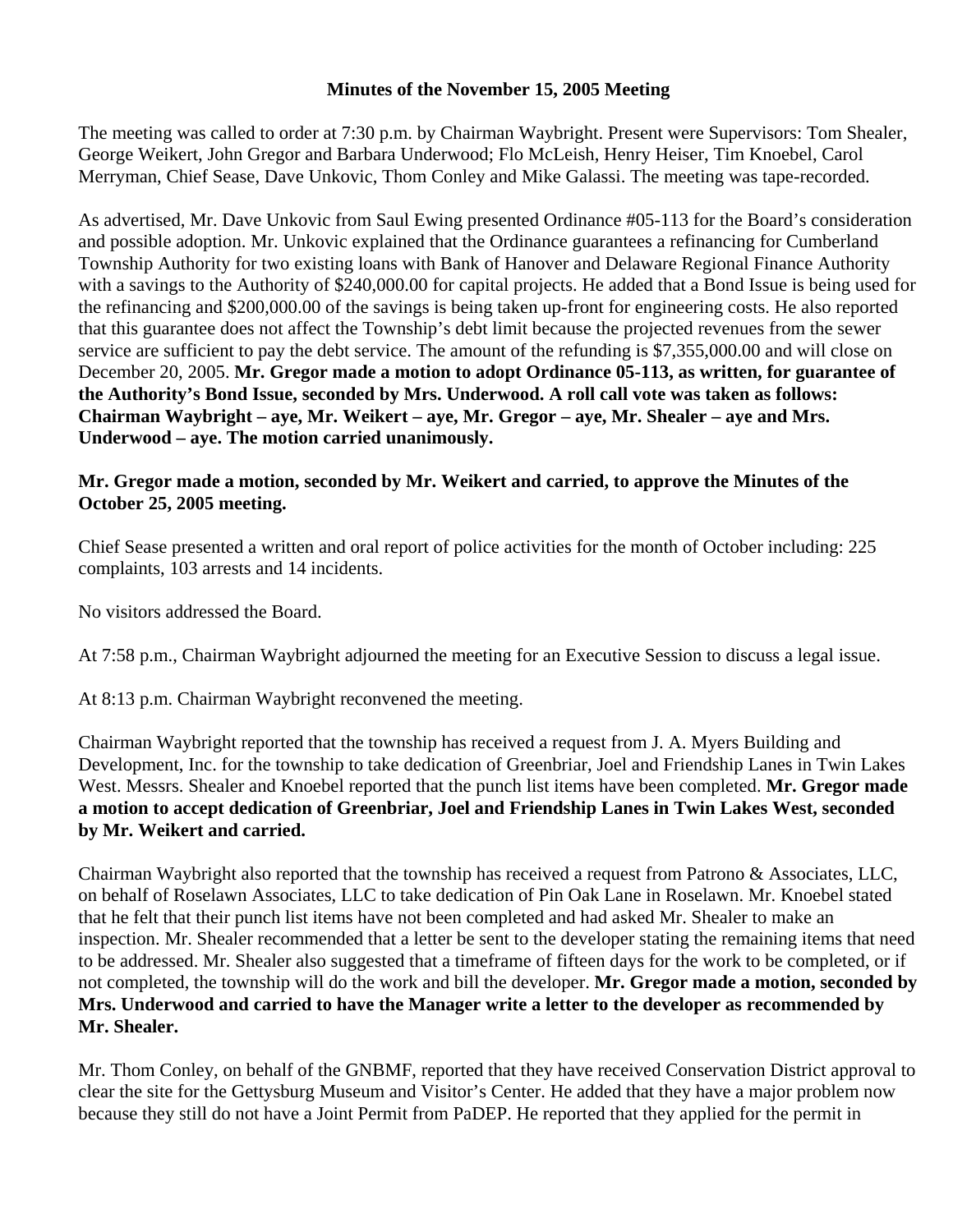**Minutes of the November 15, 2005 Meeting**

The meeting was called to order at 7:30 p.m. by Chairman Waybright. Present were Supervisors: Tom Shealer, George Weikert, John Gregor and Barbara Underwood; Flo McLeish, Henry Heiser, Tim Knoebel, Carol Merryman, Chief Sease, Dave Unkovic, Thom Conley and Mike Galassi. The meeting was tape-recorded.

As advertised, Mr. Dave Unkovic from Saul Ewing presented Ordinance #05-113 for the Board's consideration and possible adoption. Mr. Unkovic explained that the Ordinance guarantees a refinancing for Cumberland Township Authority for two existing loans with Bank of Hanover and Delaware Regional Finance Authority with a savings to the Authority of $240,000.00 for capital projects. He added that a Bond Issue is being used for the refinancing and $200,000.00 of the savings is being taken up-front for engineering costs. He also reported that this guarantee does not affect the Township's debt limit because the projected revenues from the sewer service are sufficient to pay the debt service. The amount of the refunding is $7,355,000.00 and will close on December 20, 2005. **Mr. Gregor made a motion to adopt Ordinance 05-113, as written, for guarantee of the Authority's Bond Issue, seconded by Mrs. Underwood. A roll call vote was taken as follows: Chairman Waybright – aye, Mr. Weikert – aye, Mr. Gregor – aye, Mr. Shealer – aye and Mrs. Underwood – aye. The motion carried unanimously.**

**Mr. Gregor made a motion, seconded by Mr. Weikert and carried, to approve the Minutes of the October 25, 2005 meeting.**

Chief Sease presented a written and oral report of police activities for the month of October including: 225 complaints, 103 arrests and 14 incidents.

No visitors addressed the Board.

At 7:58 p.m., Chairman Waybright adjourned the meeting for an Executive Session to discuss a legal issue.

At 8:13 p.m. Chairman Waybright reconvened the meeting.

Chairman Waybright reported that the township has received a request from J. A. Myers Building and Development, Inc. for the township to take dedication of Greenbriar, Joel and Friendship Lanes in Twin Lakes West. Messrs. Shealer and Knoebel reported that the punch list items have been completed. **Mr. Gregor made a motion to accept dedication of Greenbriar, Joel and Friendship Lanes in Twin Lakes West, seconded by Mr. Weikert and carried.**

Chairman Waybright also reported that the township has received a request from Patrono & Associates, LLC, on behalf of Roselawn Associates, LLC to take dedication of Pin Oak Lane in Roselawn. Mr. Knoebel stated that he felt that their punch list items have not been completed and had asked Mr. Shealer to make an inspection. Mr. Shealer recommended that a letter be sent to the developer stating the remaining items that need to be addressed. Mr. Shealer also suggested that a timeframe of fifteen days for the work to be completed, or if not completed, the township will do the work and bill the developer. **Mr. Gregor made a motion, seconded by Mrs. Underwood and carried to have the Manager write a letter to the developer as recommended by Mr. Shealer.**

Mr. Thom Conley, on behalf of the GNBMF, reported that they have received Conservation District approval to clear the site for the Gettysburg Museum and Visitor's Center. He added that they have a major problem now because they still do not have a Joint Permit from PaDEP. He reported that they applied for the permit in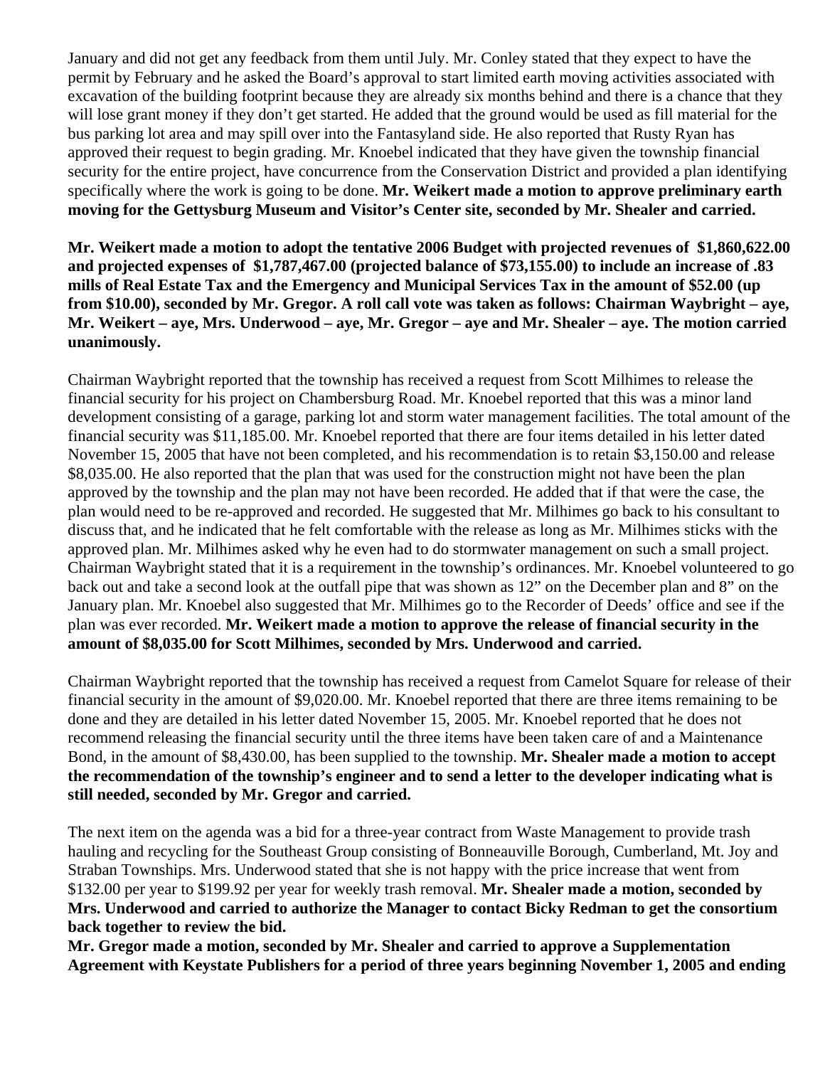January and did not get any feedback from them until July. Mr. Conley stated that they expect to have the permit by February and he asked the Board's approval to start limited earth moving activities associated with excavation of the building footprint because they are already six months behind and there is a chance that they will lose grant money if they don't get started. He added that the ground would be used as fill material for the bus parking lot area and may spill over into the Fantasyland side. He also reported that Rusty Ryan has approved their request to begin grading. Mr. Knoebel indicated that they have given the township financial security for the entire project, have concurrence from the Conservation District and provided a plan identifying specifically where the work is going to be done. **Mr. Weikert made a motion to approve preliminary earth moving for the Gettysburg Museum and Visitor's Center site, seconded by Mr. Shealer and carried.**

**Mr. Weikert made a motion to adopt the tentative 2006 Budget with projected revenues of $1,860,622.00 and projected expenses of $1,787,467.00 (projected balance of $73,155.00) to include an increase of .83 mills of Real Estate Tax and the Emergency and Municipal Services Tax in the amount of $52.00 (up from $10.00), seconded by Mr. Gregor. A roll call vote was taken as follows: Chairman Waybright – aye, Mr. Weikert – aye, Mrs. Underwood – aye, Mr. Gregor – aye and Mr. Shealer – aye. The motion carried unanimously.**

Chairman Waybright reported that the township has received a request from Scott Milhimes to release the financial security for his project on Chambersburg Road. Mr. Knoebel reported that this was a minor land development consisting of a garage, parking lot and storm water management facilities. The total amount of the financial security was $11,185.00. Mr. Knoebel reported that there are four items detailed in his letter dated November 15, 2005 that have not been completed, and his recommendation is to retain $3,150.00 and release $8,035.00. He also reported that the plan that was used for the construction might not have been the plan approved by the township and the plan may not have been recorded. He added that if that were the case, the plan would need to be re-approved and recorded. He suggested that Mr. Milhimes go back to his consultant to discuss that, and he indicated that he felt comfortable with the release as long as Mr. Milhimes sticks with the approved plan. Mr. Milhimes asked why he even had to do stormwater management on such a small project. Chairman Waybright stated that it is a requirement in the township's ordinances. Mr. Knoebel volunteered to go back out and take a second look at the outfall pipe that was shown as 12" on the December plan and 8" on the January plan. Mr. Knoebel also suggested that Mr. Milhimes go to the Recorder of Deeds' office and see if the plan was ever recorded. **Mr. Weikert made a motion to approve the release of financial security in the amount of $8,035.00 for Scott Milhimes, seconded by Mrs. Underwood and carried.**

Chairman Waybright reported that the township has received a request from Camelot Square for release of their financial security in the amount of $9,020.00. Mr. Knoebel reported that there are three items remaining to be done and they are detailed in his letter dated November 15, 2005. Mr. Knoebel reported that he does not recommend releasing the financial security until the three items have been taken care of and a Maintenance Bond, in the amount of $8,430.00, has been supplied to the township. **Mr. Shealer made a motion to accept the recommendation of the township's engineer and to send a letter to the developer indicating what is still needed, seconded by Mr. Gregor and carried.**

The next item on the agenda was a bid for a three-year contract from Waste Management to provide trash hauling and recycling for the Southeast Group consisting of Bonneauville Borough, Cumberland, Mt. Joy and Straban Townships. Mrs. Underwood stated that she is not happy with the price increase that went from $132.00 per year to $199.92 per year for weekly trash removal. **Mr. Shealer made a motion, seconded by Mrs. Underwood and carried to authorize the Manager to contact Bicky Redman to get the consortium back together to review the bid.**

**Mr. Gregor made a motion, seconded by Mr. Shealer and carried to approve a Supplementation Agreement with Keystate Publishers for a period of three years beginning November 1, 2005 and ending**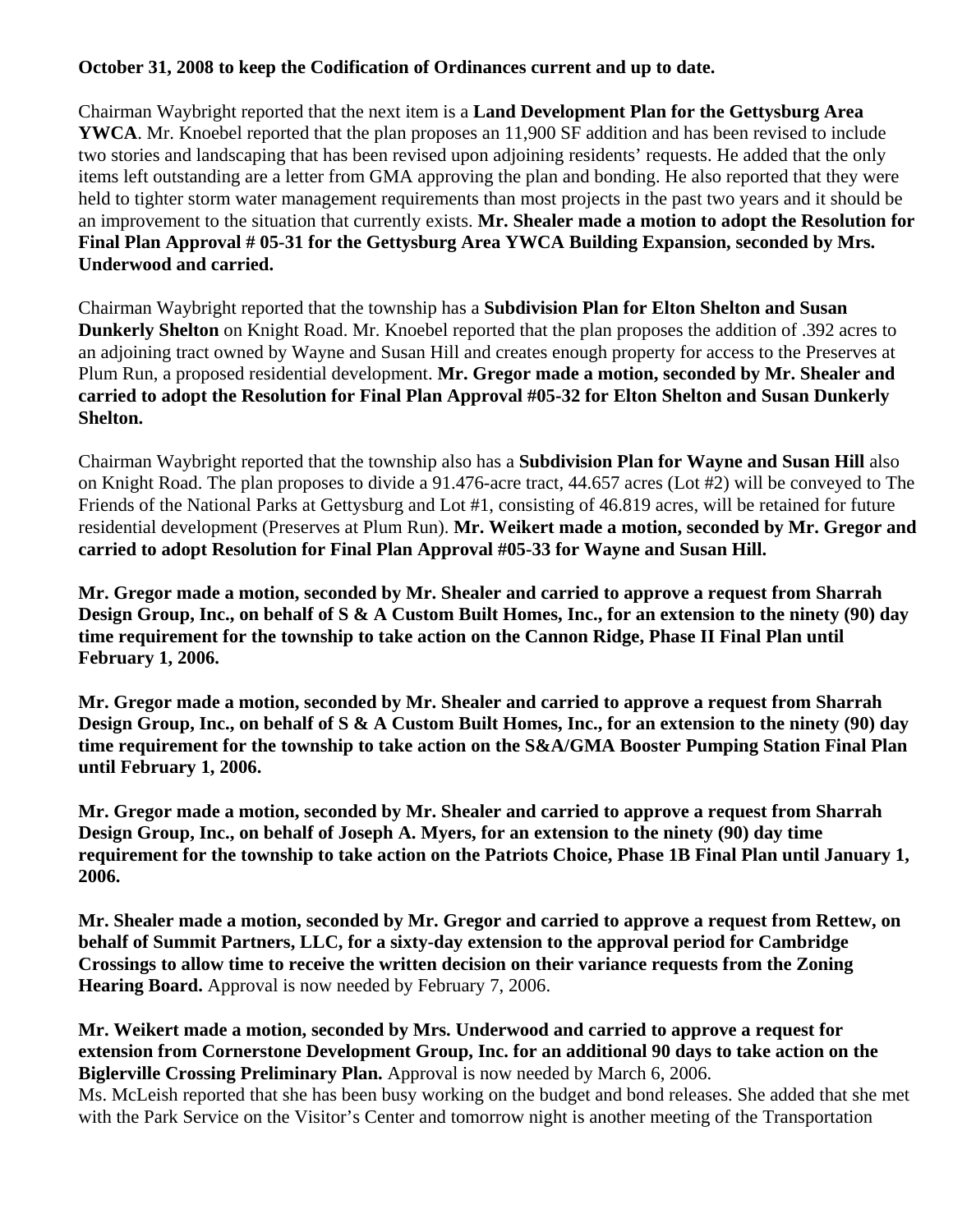**October 31, 2008 to keep the Codification of Ordinances current and up to date.**

Chairman Waybright reported that the next item is a **Land Development Plan for the Gettysburg Area YWCA**. Mr. Knoebel reported that the plan proposes an 11,900 SF addition and has been revised to include two stories and landscaping that has been revised upon adjoining residents' requests. He added that the only items left outstanding are a letter from GMA approving the plan and bonding. He also reported that they were held to tighter storm water management requirements than most projects in the past two years and it should be an improvement to the situation that currently exists. **Mr. Shealer made a motion to adopt the Resolution for Final Plan Approval # 05-31 for the Gettysburg Area YWCA Building Expansion, seconded by Mrs. Underwood and carried.**

Chairman Waybright reported that the township has a **Subdivision Plan for Elton Shelton and Susan Dunkerly Shelton** on Knight Road. Mr. Knoebel reported that the plan proposes the addition of .392 acres to an adjoining tract owned by Wayne and Susan Hill and creates enough property for access to the Preserves at Plum Run, a proposed residential development. **Mr. Gregor made a motion, seconded by Mr. Shealer and carried to adopt the Resolution for Final Plan Approval #05-32 for Elton Shelton and Susan Dunkerly Shelton.**

Chairman Waybright reported that the township also has a **Subdivision Plan for Wayne and Susan Hill** also on Knight Road. The plan proposes to divide a 91.476-acre tract, 44.657 acres (Lot #2) will be conveyed to The Friends of the National Parks at Gettysburg and Lot #1, consisting of 46.819 acres, will be retained for future residential development (Preserves at Plum Run). **Mr. Weikert made a motion, seconded by Mr. Gregor and carried to adopt Resolution for Final Plan Approval #05-33 for Wayne and Susan Hill.**

**Mr. Gregor made a motion, seconded by Mr. Shealer and carried to approve a request from Sharrah Design Group, Inc., on behalf of S & A Custom Built Homes, Inc., for an extension to the ninety (90) day time requirement for the township to take action on the Cannon Ridge, Phase II Final Plan until February 1, 2006.**

**Mr. Gregor made a motion, seconded by Mr. Shealer and carried to approve a request from Sharrah Design Group, Inc., on behalf of S & A Custom Built Homes, Inc., for an extension to the ninety (90) day time requirement for the township to take action on the S&A/GMA Booster Pumping Station Final Plan until February 1, 2006.**

**Mr. Gregor made a motion, seconded by Mr. Shealer and carried to approve a request from Sharrah Design Group, Inc., on behalf of Joseph A. Myers, for an extension to the ninety (90) day time requirement for the township to take action on the Patriots Choice, Phase 1B Final Plan until January 1, 2006.**

**Mr. Shealer made a motion, seconded by Mr. Gregor and carried to approve a request from Rettew, on behalf of Summit Partners, LLC, for a sixty-day extension to the approval period for Cambridge Crossings to allow time to receive the written decision on their variance requests from the Zoning Hearing Board.** Approval is now needed by February 7, 2006.

**Mr. Weikert made a motion, seconded by Mrs. Underwood and carried to approve a request for extension from Cornerstone Development Group, Inc. for an additional 90 days to take action on the Biglerville Crossing Preliminary Plan.** Approval is now needed by March 6, 2006.
Ms. McLeish reported that she has been busy working on the budget and bond releases. She added that she met with the Park Service on the Visitor's Center and tomorrow night is another meeting of the Transportation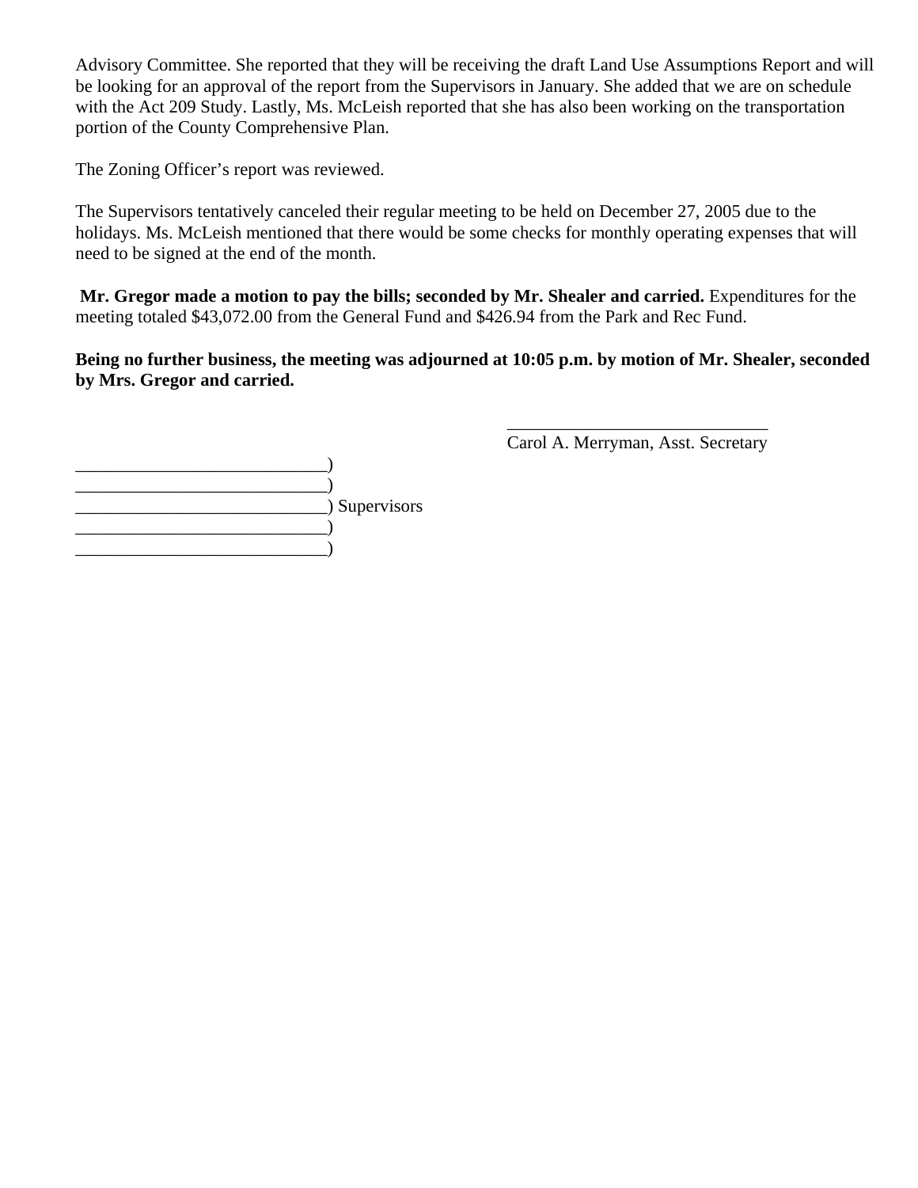Advisory Committee. She reported that they will be receiving the draft Land Use Assumptions Report and will be looking for an approval of the report from the Supervisors in January. She added that we are on schedule with the Act 209 Study. Lastly, Ms. McLeish reported that she has also been working on the transportation portion of the County Comprehensive Plan.

The Zoning Officer's report was reviewed.

The Supervisors tentatively canceled their regular meeting to be held on December 27, 2005 due to the holidays. Ms. McLeish mentioned that there would be some checks for monthly operating expenses that will need to be signed at the end of the month.

**Mr. Gregor made a motion to pay the bills; seconded by Mr. Shealer and carried.** Expenditures for the meeting totaled $43,072.00 from the General Fund and $426.94 from the Park and Rec Fund.

**Being no further business, the meeting was adjourned at 10:05 p.m. by motion of Mr. Shealer, seconded by Mrs. Gregor and carried.**

_____________________________
Carol A. Merryman, Asst. Secretary

____________________________)
____________________________)
____________________________) Supervisors
____________________________)
____________________________)